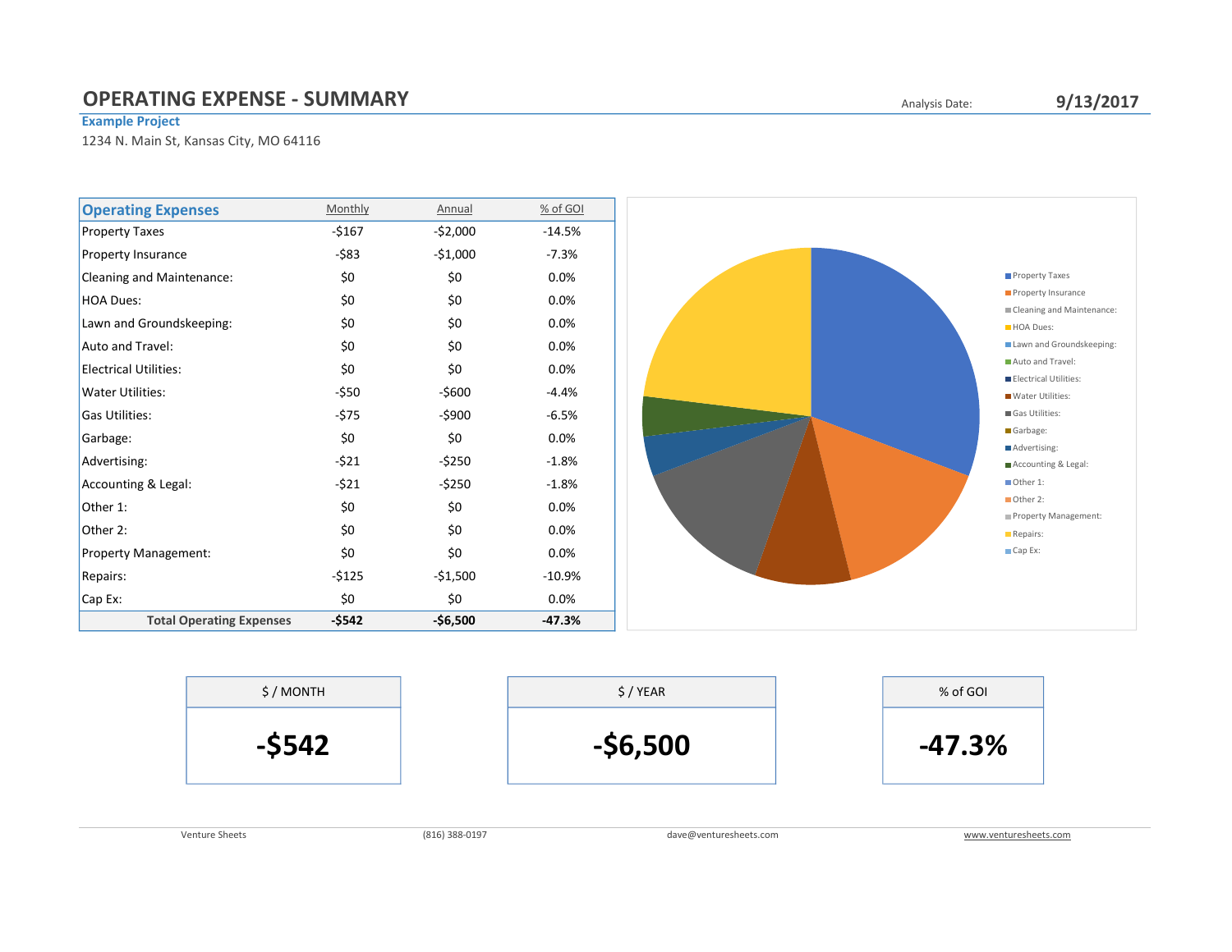# OPERATING EXPENSE - SUMMARY

Analysis Date: **9/13/2017**

**Example Project**

1234 N. Main St, Kansas City, MO 64116

| Operating Expenses | Monthly | Annual | % of GOI |
|---|---|---|---|
| Property Taxes | -$167 | -$2,000 | -14.5% |
| Property Insurance | -$83 | -$1,000 | -7.3% |
| Cleaning and Maintenance: | $0 | $0 | 0.0% |
| HOA Dues: | $0 | $0 | 0.0% |
| Lawn and Groundskeeping: | $0 | $0 | 0.0% |
| Auto and Travel: | $0 | $0 | 0.0% |
| Electrical Utilities: | $0 | $0 | 0.0% |
| Water Utilities: | -$50 | -$600 | -4.4% |
| Gas Utilities: | -$75 | -$900 | -6.5% |
| Garbage: | $0 | $0 | 0.0% |
| Advertising: | -$21 | -$250 | -1.8% |
| Accounting & Legal: | -$21 | -$250 | -1.8% |
| Other 1: | $0 | $0 | 0.0% |
| Other 2: | $0 | $0 | 0.0% |
| Property Management: | $0 | $0 | 0.0% |
| Repairs: | -$125 | -$1,500 | -10.9% |
| Cap Ex: | $0 | $0 | 0.0% |
| **Total Operating Expenses** | **-$542** | **-$6,500** | **-47.3%** |

Property Taxes, Property Insurance, Cleaning and Maintenance:, HOA Dues:, Lawn and Groundskeeping:, Auto and Travel:, Electrical Utilities:, Water Utilities:, Gas Utilities:, Garbage:, Advertising:, Accounting & Legal:, Other 1:, Other 2:, Property Management:, Repairs:, Cap Ex:

| $ / MONTH | $ / YEAR | % of GOI |
|---|---|---|
| **-$542** | **-$6,500** | **-47.3%** |

Venture Sheets (816) 388-0197 dave@venturesheets.com www.venturesheets.com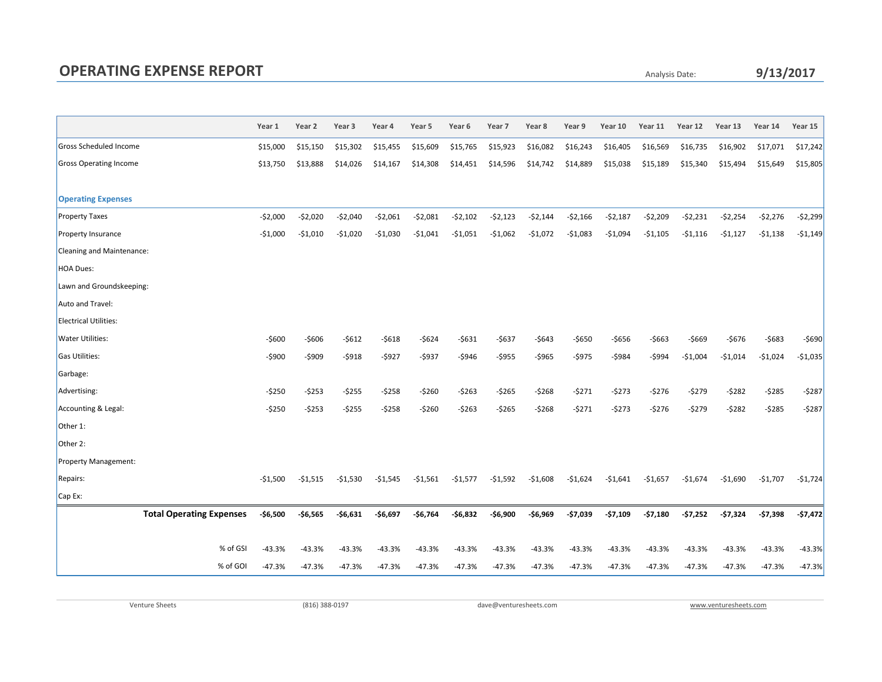# OPERATING EXPENSE REPORT

Analysis Date: **9/13/2017**

| | Year 1 | Year 2 | Year 3 | Year 4 | Year 5 | Year 6 | Year 7 | Year 8 | Year 9 | Year 10 | Year 11 | Year 12 | Year 13 | Year 14 | Year 15 |
|---|---|---|---|---|---|---|---|---|---|---|---|---|---|---|---|
| Gross Scheduled Income | $15,000 | $15,150 | $15,302 | $15,455 | $15,609 | $15,765 | $15,923 | $16,082 | $16,243 | $16,405 | $16,569 | $16,735 | $16,902 | $17,071 | $17,242 |
| Gross Operating Income | $13,750 | $13,888 | $14,026 | $14,167 | $14,308 | $14,451 | $14,596 | $14,742 | $14,889 | $15,038 | $15,189 | $15,340 | $15,494 | $15,649 | $15,805 |
| | | | | | | | | | | | | | | | |
| **Operating Expenses** | | | | | | | | | | | | | | | |
| Property Taxes | -$2,000 | -$2,020 | -$2,040 | -$2,061 | -$2,081 | -$2,102 | -$2,123 | -$2,144 | -$2,166 | -$2,187 | -$2,209 | -$2,231 | -$2,254 | -$2,276 | -$2,299 |
| Property Insurance | -$1,000 | -$1,010 | -$1,020 | -$1,030 | -$1,041 | -$1,051 | -$1,062 | -$1,072 | -$1,083 | -$1,094 | -$1,105 | -$1,116 | -$1,127 | -$1,138 | -$1,149 |
| Cleaning and Maintenance: | | | | | | | | | | | | | | | |
| HOA Dues: | | | | | | | | | | | | | | | |
| Lawn and Groundskeeping: | | | | | | | | | | | | | | | |
| Auto and Travel: | | | | | | | | | | | | | | | |
| Electrical Utilities: | | | | | | | | | | | | | | | |
| Water Utilities: | -$600 | -$606 | -$612 | -$618 | -$624 | -$631 | -$637 | -$643 | -$650 | -$656 | -$663 | -$669 | -$676 | -$683 | -$690 |
| Gas Utilities: | -$900 | -$909 | -$918 | -$927 | -$937 | -$946 | -$955 | -$965 | -$975 | -$984 | -$994 | -$1,004 | -$1,014 | -$1,024 | -$1,035 |
| Garbage: | | | | | | | | | | | | | | | |
| Advertising: | -$250 | -$253 | -$255 | -$258 | -$260 | -$263 | -$265 | -$268 | -$271 | -$273 | -$276 | -$279 | -$282 | -$285 | -$287 |
| Accounting & Legal: | -$250 | -$253 | -$255 | -$258 | -$260 | -$263 | -$265 | -$268 | -$271 | -$273 | -$276 | -$279 | -$282 | -$285 | -$287 |
| Other 1: | | | | | | | | | | | | | | | |
| Other 2: | | | | | | | | | | | | | | | |
| Property Management: | | | | | | | | | | | | | | | |
| Repairs: | -$1,500 | -$1,515 | -$1,530 | -$1,545 | -$1,561 | -$1,577 | -$1,592 | -$1,608 | -$1,624 | -$1,641 | -$1,657 | -$1,674 | -$1,690 | -$1,707 | -$1,724 |
| Cap Ex: | | | | | | | | | | | | | | | |
| **Total Operating Expenses** | **-$6,500** | **-$6,565** | **-$6,631** | **-$6,697** | **-$6,764** | **-$6,832** | **-$6,900** | **-$6,969** | **-$7,039** | **-$7,109** | **-$7,180** | **-$7,252** | **-$7,324** | **-$7,398** | **-$7,472** |
| | | | | | | | | | | | | | | | |
| % of GSI | -43.3% | -43.3% | -43.3% | -43.3% | -43.3% | -43.3% | -43.3% | -43.3% | -43.3% | -43.3% | -43.3% | -43.3% | -43.3% | -43.3% | -43.3% |
| % of GOI | -47.3% | -47.3% | -47.3% | -47.3% | -47.3% | -47.3% | -47.3% | -47.3% | -47.3% | -47.3% | -47.3% | -47.3% | -47.3% | -47.3% | -47.3% |

Venture Sheets (816) 388-0197 dave@venturesheets.com www.venturesheets.com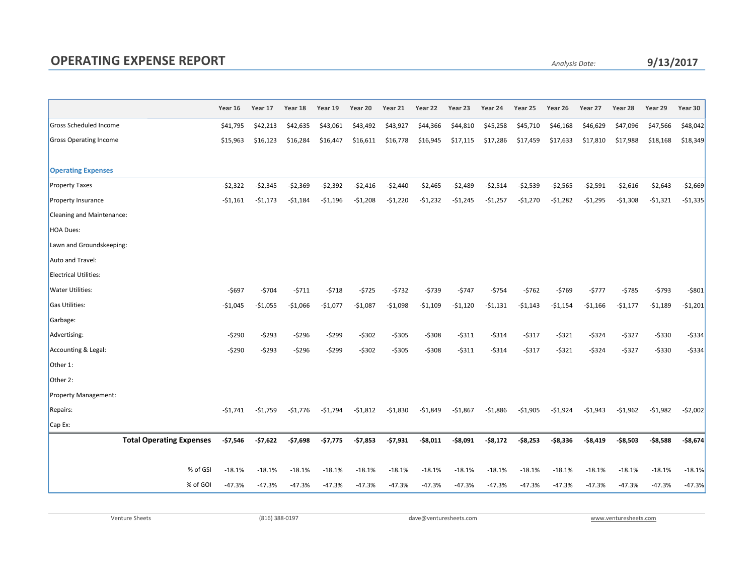# OPERATING EXPENSE REPORT

*Analysis Date:* **9/13/2017**

| | Year 16 | Year 17 | Year 18 | Year 19 | Year 20 | Year 21 | Year 22 | Year 23 | Year 24 | Year 25 | Year 26 | Year 27 | Year 28 | Year 29 | Year 30 |
|---|---|---|---|---|---|---|---|---|---|---|---|---|---|---|---|
| Gross Scheduled Income | $41,795 | $42,213 | $42,635 | $43,061 | $43,492 | $43,927 | $44,366 | $44,810 | $45,258 | $45,710 | $46,168 | $46,629 | $47,096 | $47,566 | $48,042 |
| Gross Operating Income | $15,963 | $16,123 | $16,284 | $16,447 | $16,611 | $16,778 | $16,945 | $17,115 | $17,286 | $17,459 | $17,633 | $17,810 | $17,988 | $18,168 | $18,349 |
| **Operating Expenses** | | | | | | | | | | | | | | | |
| Property Taxes | -$2,322 | -$2,345 | -$2,369 | -$2,392 | -$2,416 | -$2,440 | -$2,465 | -$2,489 | -$2,514 | -$2,539 | -$2,565 | -$2,591 | -$2,616 | -$2,643 | -$2,669 |
| Property Insurance | -$1,161 | -$1,173 | -$1,184 | -$1,196 | -$1,208 | -$1,220 | -$1,232 | -$1,245 | -$1,257 | -$1,270 | -$1,282 | -$1,295 | -$1,308 | -$1,321 | -$1,335 |
| Cleaning and Maintenance: | | | | | | | | | | | | | | | |
| HOA Dues: | | | | | | | | | | | | | | | |
| Lawn and Groundskeeping: | | | | | | | | | | | | | | | |
| Auto and Travel: | | | | | | | | | | | | | | | |
| Electrical Utilities: | | | | | | | | | | | | | | | |
| Water Utilities: | -$697 | -$704 | -$711 | -$718 | -$725 | -$732 | -$739 | -$747 | -$754 | -$762 | -$769 | -$777 | -$785 | -$793 | -$801 |
| Gas Utilities: | -$1,045 | -$1,055 | -$1,066 | -$1,077 | -$1,087 | -$1,098 | -$1,109 | -$1,120 | -$1,131 | -$1,143 | -$1,154 | -$1,166 | -$1,177 | -$1,189 | -$1,201 |
| Garbage: | | | | | | | | | | | | | | | |
| Advertising: | -$290 | -$293 | -$296 | -$299 | -$302 | -$305 | -$308 | -$311 | -$314 | -$317 | -$321 | -$324 | -$327 | -$330 | -$334 |
| Accounting & Legal: | -$290 | -$293 | -$296 | -$299 | -$302 | -$305 | -$308 | -$311 | -$314 | -$317 | -$321 | -$324 | -$327 | -$330 | -$334 |
| Other 1: | | | | | | | | | | | | | | | |
| Other 2: | | | | | | | | | | | | | | | |
| Property Management: | | | | | | | | | | | | | | | |
| Repairs: | -$1,741 | -$1,759 | -$1,776 | -$1,794 | -$1,812 | -$1,830 | -$1,849 | -$1,867 | -$1,886 | -$1,905 | -$1,924 | -$1,943 | -$1,962 | -$1,982 | -$2,002 |
| Cap Ex: | | | | | | | | | | | | | | | |
| **Total Operating Expenses** | **-$7,546** | **-$7,622** | **-$7,698** | **-$7,775** | **-$7,853** | **-$7,931** | **-$8,011** | **-$8,091** | **-$8,172** | **-$8,253** | **-$8,336** | **-$8,419** | **-$8,503** | **-$8,588** | **-$8,674** |
| % of GSI | -18.1% | -18.1% | -18.1% | -18.1% | -18.1% | -18.1% | -18.1% | -18.1% | -18.1% | -18.1% | -18.1% | -18.1% | -18.1% | -18.1% | -18.1% |
| % of GOI | -47.3% | -47.3% | -47.3% | -47.3% | -47.3% | -47.3% | -47.3% | -47.3% | -47.3% | -47.3% | -47.3% | -47.3% | -47.3% | -47.3% | -47.3% |